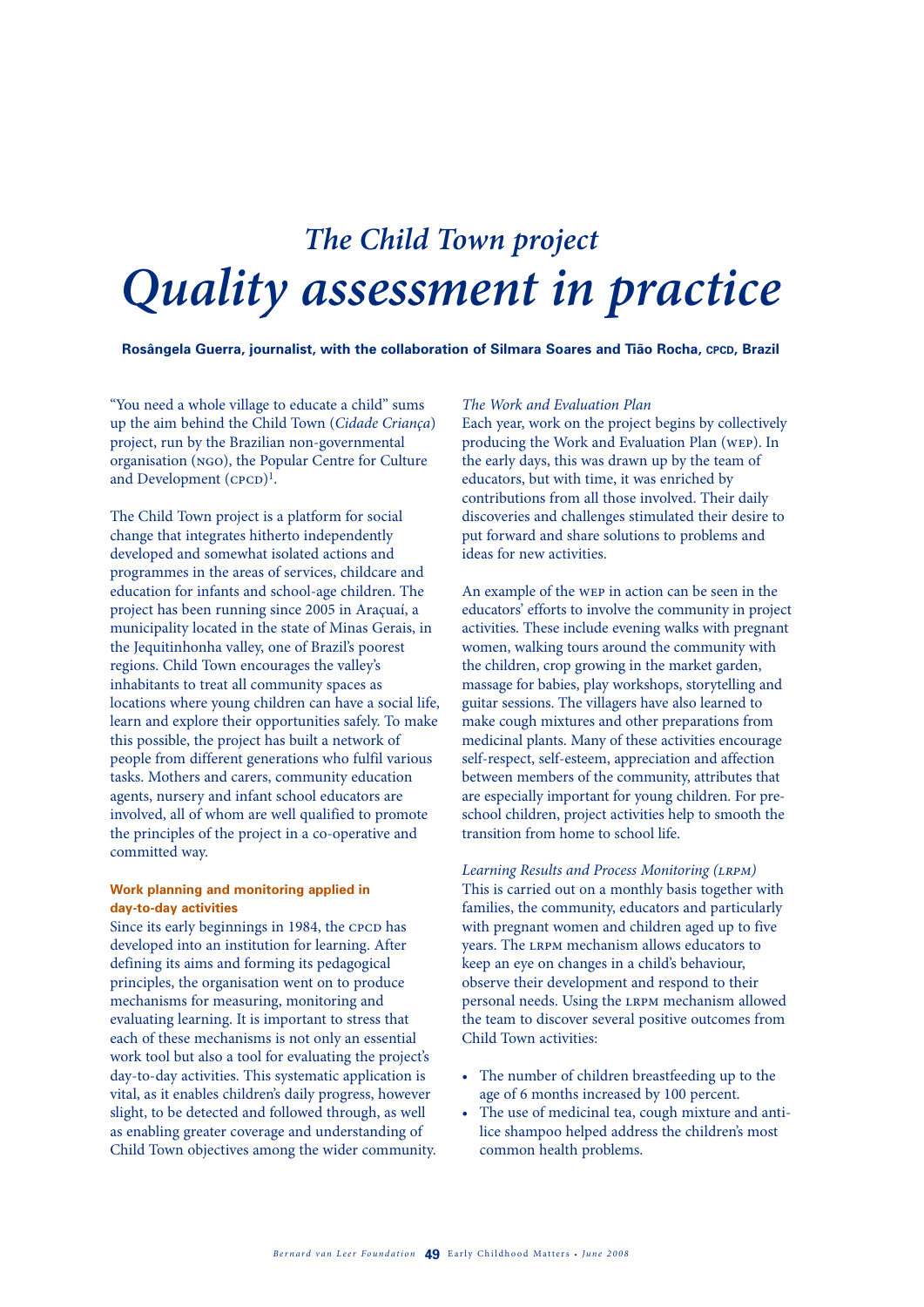# *The Child Town project*

# *Quality assessment in practice*

**Rosângela Guerra, journalist, with the collaboration of Silmara Soares and Tião Rocha, CPCD, Brazil**

"You need a whole village to educate a child" sums up the aim behind the Child Town (*Cidade Criança*) project, run by the Brazilian non-governmental organisation (NGO), the Popular Centre for Culture and Development (CPCD)[1].

The Child Town project is a platform for social change that integrates hitherto independently developed and somewhat isolated actions and programmes in the areas of services, childcare and education for infants and school-age children. The project has been running since 2005 in Araçuaí, a municipality located in the state of Minas Gerais, in the Jequitinhonha valley, one of Brazil's poorest regions. Child Town encourages the valley's inhabitants to treat all community spaces as locations where young children can have a social life, learn and explore their opportunities safely. To make this possible, the project has built a network of people from different generations who fulfil various tasks. Mothers and carers, community education agents, nursery and infant school educators are involved, all of whom are well qualified to promote the principles of the project in a co-operative and committed way.

### Work planning and monitoring applied in day-to-day activities

Since its early beginnings in 1984, the CPCD has developed into an institution for learning. After defining its aims and forming its pedagogical principles, the organisation went on to produce mechanisms for measuring, monitoring and evaluating learning. It is important to stress that each of these mechanisms is not only an essential work tool but also a tool for evaluating the project's day-to-day activities. This systematic application is vital, as it enables children's daily progress, however slight, to be detected and followed through, as well as enabling greater coverage and understanding of Child Town objectives among the wider community.

*The Work and Evaluation Plan*

Each year, work on the project begins by collectively producing the Work and Evaluation Plan (WEP). In the early days, this was drawn up by the team of educators, but with time, it was enriched by contributions from all those involved. Their daily discoveries and challenges stimulated their desire to put forward and share solutions to problems and ideas for new activities.

An example of the WEP in action can be seen in the educators' efforts to involve the community in project activities. These include evening walks with pregnant women, walking tours around the community with the children, crop growing in the market garden, massage for babies, play workshops, storytelling and guitar sessions. The villagers have also learned to make cough mixtures and other preparations from medicinal plants. Many of these activities encourage self-respect, self-esteem, appreciation and affection between members of the community, attributes that are especially important for young children. For pre-school children, project activities help to smooth the transition from home to school life.

*Learning Results and Process Monitoring (LRPM)*

This is carried out on a monthly basis together with families, the community, educators and particularly with pregnant women and children aged up to five years. The LRPM mechanism allows educators to keep an eye on changes in a child's behaviour, observe their development and respond to their personal needs. Using the LRPM mechanism allowed the team to discover several positive outcomes from Child Town activities:

- The number of children breastfeeding up to the age of 6 months increased by 100 percent.
- The use of medicinal tea, cough mixture and anti-lice shampoo helped address the children's most common health problems.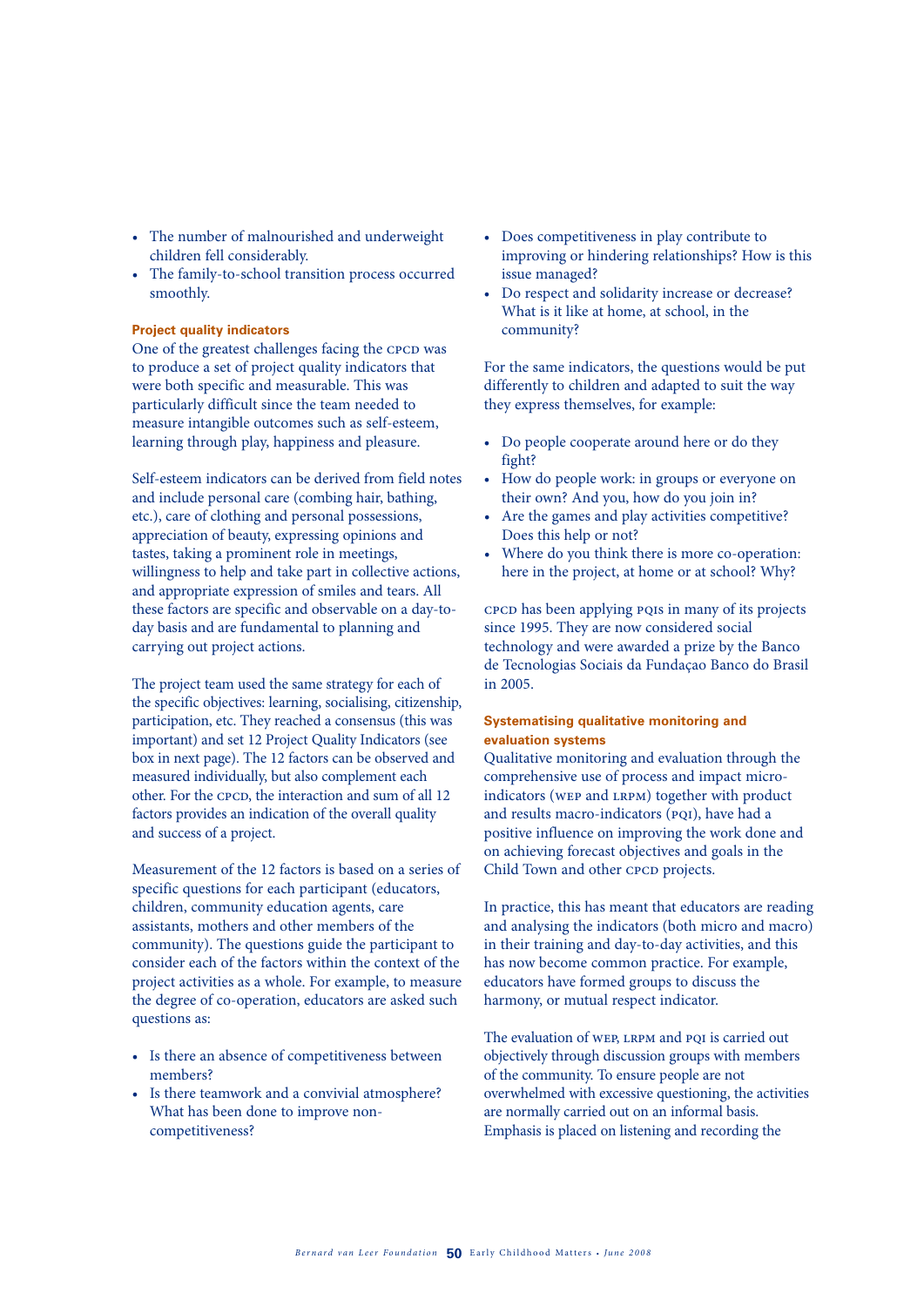- The number of malnourished and underweight children fell considerably.
- The family-to-school transition process occurred smoothly.

### Project quality indicators

One of the greatest challenges facing the CPCD was to produce a set of project quality indicators that were both specific and measurable. This was particularly difficult since the team needed to measure intangible outcomes such as self-esteem, learning through play, happiness and pleasure.

Self-esteem indicators can be derived from field notes and include personal care (combing hair, bathing, etc.), care of clothing and personal possessions, appreciation of beauty, expressing opinions and tastes, taking a prominent role in meetings, willingness to help and take part in collective actions, and appropriate expression of smiles and tears. All these factors are specific and observable on a day-to-day basis and are fundamental to planning and carrying out project actions.

The project team used the same strategy for each of the specific objectives: learning, socialising, citizenship, participation, etc. They reached a consensus (this was important) and set 12 Project Quality Indicators (see box in next page). The 12 factors can be observed and measured individually, but also complement each other. For the CPCD, the interaction and sum of all 12 factors provides an indication of the overall quality and success of a project.

Measurement of the 12 factors is based on a series of specific questions for each participant (educators, children, community education agents, care assistants, mothers and other members of the community). The questions guide the participant to consider each of the factors within the context of the project activities as a whole. For example, to measure the degree of co-operation, educators are asked such questions as:

- Is there an absence of competitiveness between members?
- Is there teamwork and a convivial atmosphere? What has been done to improve non-competitiveness?
- Does competitiveness in play contribute to improving or hindering relationships? How is this issue managed?
- Do respect and solidarity increase or decrease? What is it like at home, at school, in the community?

For the same indicators, the questions would be put differently to children and adapted to suit the way they express themselves, for example:

- Do people cooperate around here or do they fight?
- How do people work: in groups or everyone on their own? And you, how do you join in?
- Are the games and play activities competitive? Does this help or not?
- Where do you think there is more co-operation: here in the project, at home or at school? Why?

CPCD has been applying PQIs in many of its projects since 1995. They are now considered social technology and were awarded a prize by the Banco de Tecnologias Sociais da Fundaçao Banco do Brasil in 2005.

### Systematising qualitative monitoring and evaluation systems

Qualitative monitoring and evaluation through the comprehensive use of process and impact micro-indicators (WEP and LRPM) together with product and results macro-indicators (PQI), have had a positive influence on improving the work done and on achieving forecast objectives and goals in the Child Town and other CPCD projects.

In practice, this has meant that educators are reading and analysing the indicators (both micro and macro) in their training and day-to-day activities, and this has now become common practice. For example, educators have formed groups to discuss the harmony, or mutual respect indicator.

The evaluation of WEP, LRPM and PQI is carried out objectively through discussion groups with members of the community. To ensure people are not overwhelmed with excessive questioning, the activities are normally carried out on an informal basis. Emphasis is placed on listening and recording the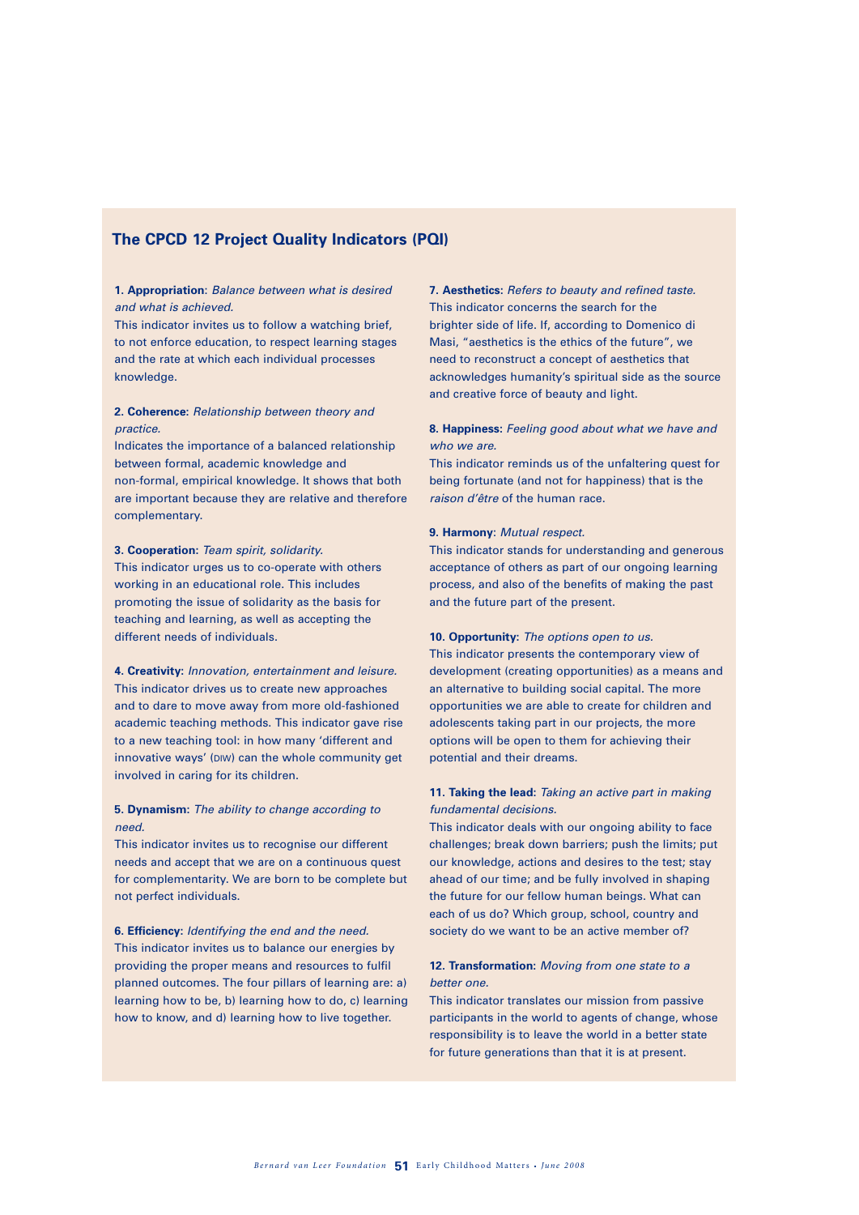## The CPCD 12 Project Quality Indicators (PQI)

**1. Appropriation**: *Balance between what is desired and what is achieved.*
This indicator invites us to follow a watching brief, to not enforce education, to respect learning stages and the rate at which each individual processes knowledge.

**2. Coherence**: *Relationship between theory and practice.*
Indicates the importance of a balanced relationship between formal, academic knowledge and non-formal, empirical knowledge. It shows that both are important because they are relative and therefore complementary.

**3. Cooperation**: *Team spirit, solidarity.*
This indicator urges us to co-operate with others working in an educational role. This includes promoting the issue of solidarity as the basis for teaching and learning, as well as accepting the different needs of individuals.

**4. Creativity**: *Innovation, entertainment and leisure.*
This indicator drives us to create new approaches and to dare to move away from more old-fashioned academic teaching methods. This indicator gave rise to a new teaching tool: in how many 'different and innovative ways' (DIW) can the whole community get involved in caring for its children.

**5. Dynamism**: *The ability to change according to need.*
This indicator invites us to recognise our different needs and accept that we are on a continuous quest for complementarity. We are born to be complete but not perfect individuals.

**6. Efficiency**: *Identifying the end and the need.*
This indicator invites us to balance our energies by providing the proper means and resources to fulfil planned outcomes. The four pillars of learning are: a) learning how to be, b) learning how to do, c) learning how to know, and d) learning how to live together.

**7. Aesthetics**: *Refers to beauty and refined taste.*
This indicator concerns the search for the brighter side of life. If, according to Domenico di Masi, "aesthetics is the ethics of the future", we need to reconstruct a concept of aesthetics that acknowledges humanity's spiritual side as the source and creative force of beauty and light.

**8. Happiness**: *Feeling good about what we have and who we are.*
This indicator reminds us of the unfaltering quest for being fortunate (and not for happiness) that is the *raison d'être* of the human race.

**9. Harmony**: *Mutual respect.*
This indicator stands for understanding and generous acceptance of others as part of our ongoing learning process, and also of the benefits of making the past and the future part of the present.

**10. Opportunity**: *The options open to us.*
This indicator presents the contemporary view of development (creating opportunities) as a means and an alternative to building social capital. The more opportunities we are able to create for children and adolescents taking part in our projects, the more options will be open to them for achieving their potential and their dreams.

**11. Taking the lead**: *Taking an active part in making fundamental decisions.*
This indicator deals with our ongoing ability to face challenges; break down barriers; push the limits; put our knowledge, actions and desires to the test; stay ahead of our time; and be fully involved in shaping the future for our fellow human beings. What can each of us do? Which group, school, country and society do we want to be an active member of?

**12. Transformation**: *Moving from one state to a better one.*
This indicator translates our mission from passive participants in the world to agents of change, whose responsibility is to leave the world in a better state for future generations than that it is at present.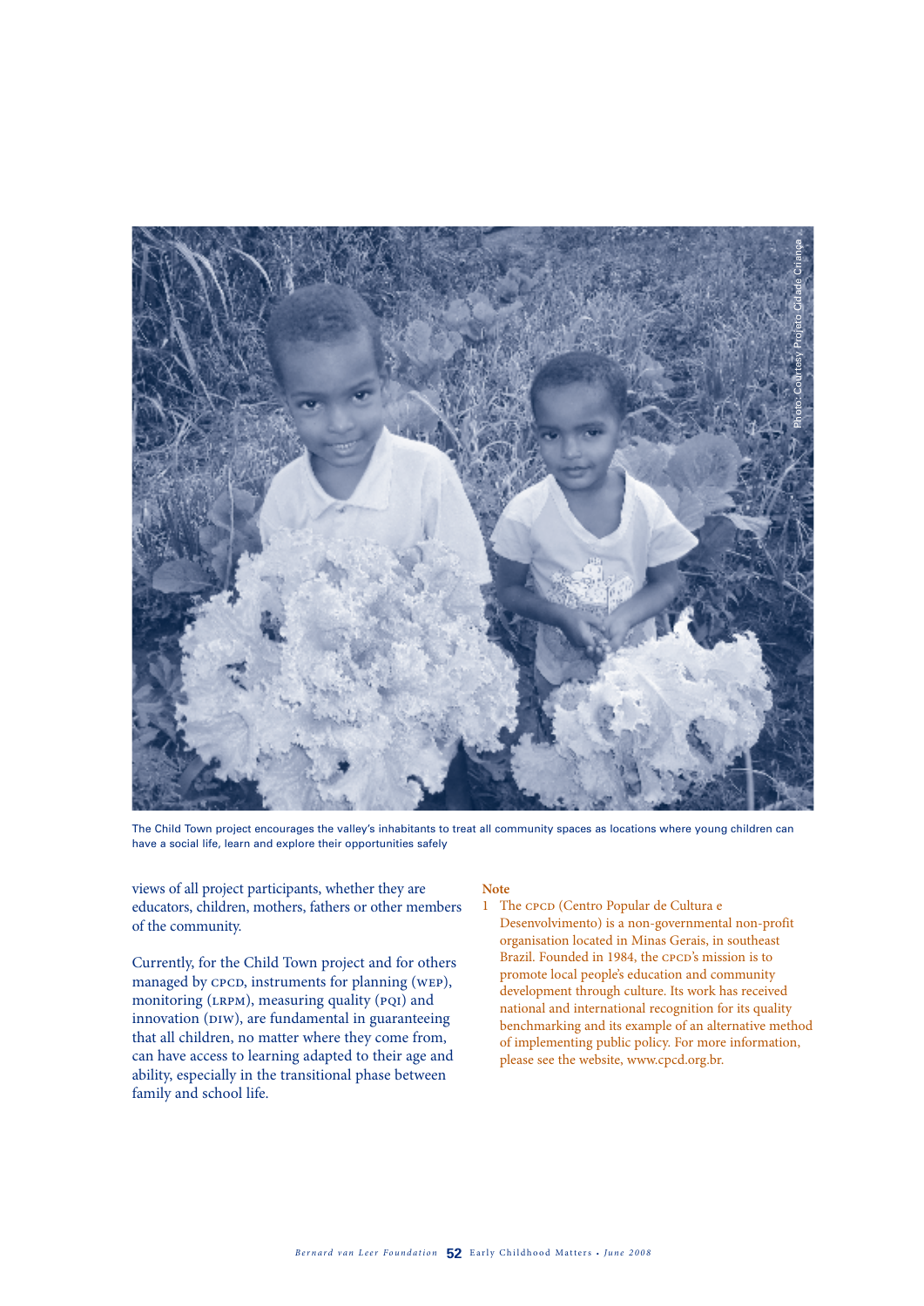The Child Town project encourages the valley's inhabitants to treat all community spaces as locations where young children can have a social life, learn and explore their opportunities safely

views of all project participants, whether they are educators, children, mothers, fathers or other members of the community.

Currently, for the Child Town project and for others managed by CPCD, instruments for planning (WEP), monitoring (LRPM), measuring quality (PQI) and innovation (DIW), are fundamental in guaranteeing that all children, no matter where they come from, can have access to learning adapted to their age and ability, especially in the transitional phase between family and school life.

**Note**

1 The CPCD (Centro Popular de Cultura e Desenvolvimento) is a non-governmental non-profit organisation located in Minas Gerais, in southeast Brazil. Founded in 1984, the CPCD's mission is to promote local people's education and community development through culture. Its work has received national and international recognition for its quality benchmarking and its example of an alternative method of implementing public policy. For more information, please see the website, www.cpcd.org.br.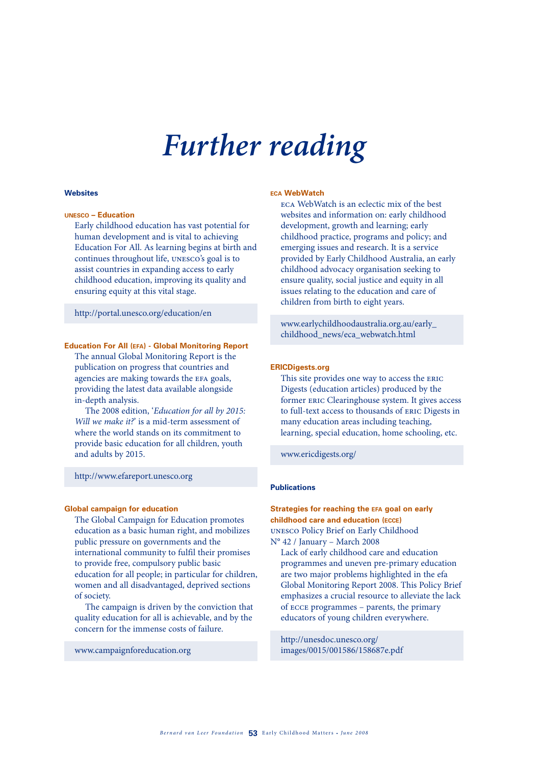# Further reading

## Websites

### UNESCO – Education

Early childhood education has vast potential for human development and is vital to achieving Education For All. As learning begins at birth and continues throughout life, UNESCO's goal is to assist countries in expanding access to early childhood education, improving its quality and ensuring equity at this vital stage.

http://portal.unesco.org/education/en

### Education For All (EFA) - Global Monitoring Report

The annual Global Monitoring Report is the publication on progress that countries and agencies are making towards the EFA goals, providing the latest data available alongside in-depth analysis.

The 2008 edition, '*Education for all by 2015: Will we make it?*' is a mid-term assessment of where the world stands on its commitment to provide basic education for all children, youth and adults by 2015.

http://www.efareport.unesco.org

### Global campaign for education

The Global Campaign for Education promotes education as a basic human right, and mobilizes public pressure on governments and the international community to fulfil their promises to provide free, compulsory public basic education for all people; in particular for children, women and all disadvantaged, deprived sections of society.

The campaign is driven by the conviction that quality education for all is achievable, and by the concern for the immense costs of failure.

www.campaignforeducation.org

### ECA WebWatch

ECA WebWatch is an eclectic mix of the best websites and information on: early childhood development, growth and learning; early childhood practice, programs and policy; and emerging issues and research. It is a service provided by Early Childhood Australia, an early childhood advocacy organisation seeking to ensure quality, social justice and equity in all issues relating to the education and care of children from birth to eight years.

www.earlychildhoodaustralia.org.au/early_childhood_news/eca_webwatch.html

### ERICDigests.org

This site provides one way to access the ERIC Digests (education articles) produced by the former ERIC Clearinghouse system. It gives access to full-text access to thousands of ERIC Digests in many education areas including teaching, learning, special education, home schooling, etc.

www.ericdigests.org/

## Publications

### Strategies for reaching the EFA goal on early childhood care and education (ECCE)

UNESCO Policy Brief on Early Childhood
N° 42 / January – March 2008

Lack of early childhood care and education programmes and uneven pre-primary education are two major problems highlighted in the efa Global Monitoring Report 2008. This Policy Brief emphasizes a crucial resource to alleviate the lack of ECCE programmes – parents, the primary educators of young children everywhere.

http://unesdoc.unesco.org/images/0015/001586/158687e.pdf